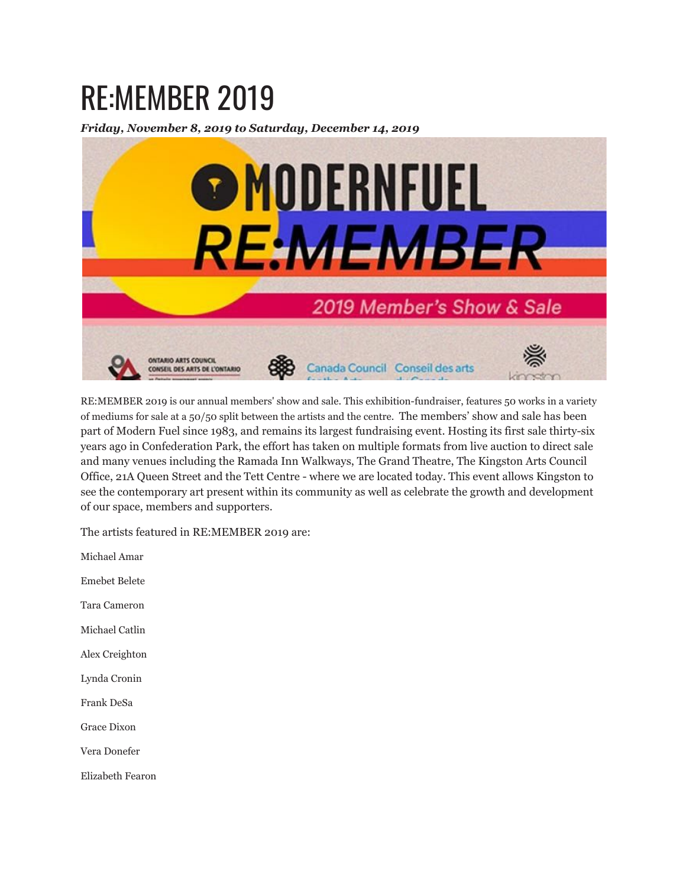# RE:MEMBER 2019

***Friday, November 8, 2019 to Saturday, December 14, 2019***

RE:MEMBER 2019 is our annual members' show and sale. This exhibition-fundraiser, features 50 works in a variety of mediums for sale at a 50/50 split between the artists and the centre. The members' show and sale has been part of Modern Fuel since 1983, and remains its largest fundraising event. Hosting its first sale thirty-six years ago in Confederation Park, the effort has taken on multiple formats from live auction to direct sale and many venues including the Ramada Inn Walkways, The Grand Theatre, The Kingston Arts Council Office, 21A Queen Street and the Tett Centre - where we are located today. This event allows Kingston to see the contemporary art present within its community as well as celebrate the growth and development of our space, members and supporters.

The artists featured in RE:MEMBER 2019 are:

Michael Amar

Emebet Belete

Tara Cameron

Michael Catlin

Alex Creighton

Lynda Cronin

Frank DeSa

Grace Dixon

Vera Donefer

Elizabeth Fearon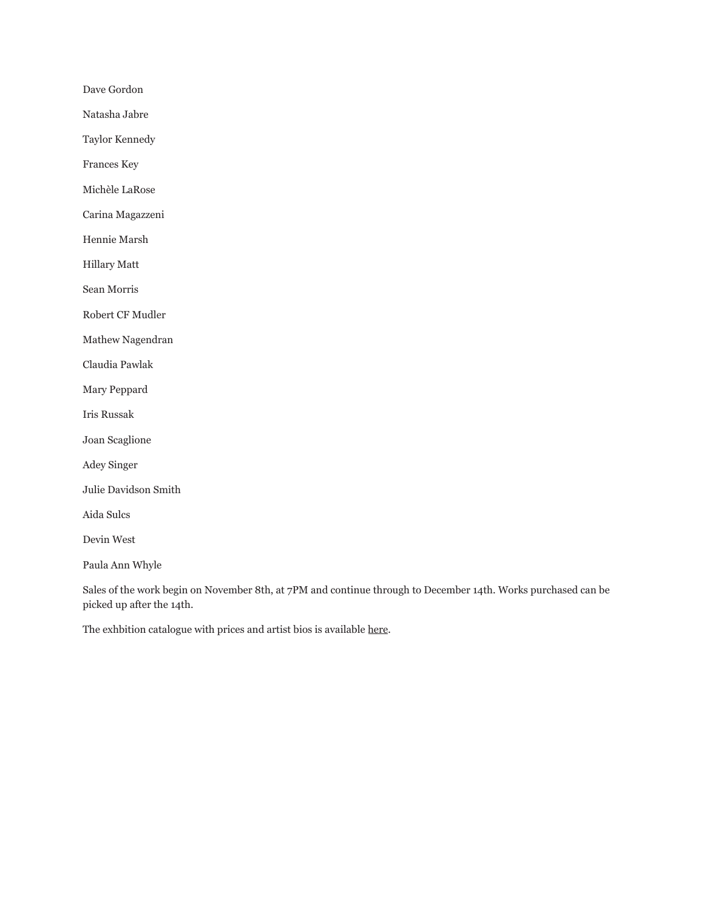Dave Gordon

Natasha Jabre

Taylor Kennedy

Frances Key

Michèle LaRose

Carina Magazzeni

Hennie Marsh

Hillary Matt

Sean Morris

Robert CF Mudler

Mathew Nagendran

Claudia Pawlak

Mary Peppard

Iris Russak

Joan Scaglione

Adey Singer

Julie Davidson Smith

Aida Sulcs

Devin West

Paula Ann Whyle

Sales of the work begin on November 8th, at 7PM and continue through to December 14th. Works purchased can be picked up after the 14th.

The exhbition catalogue with prices and artist bios is available here.